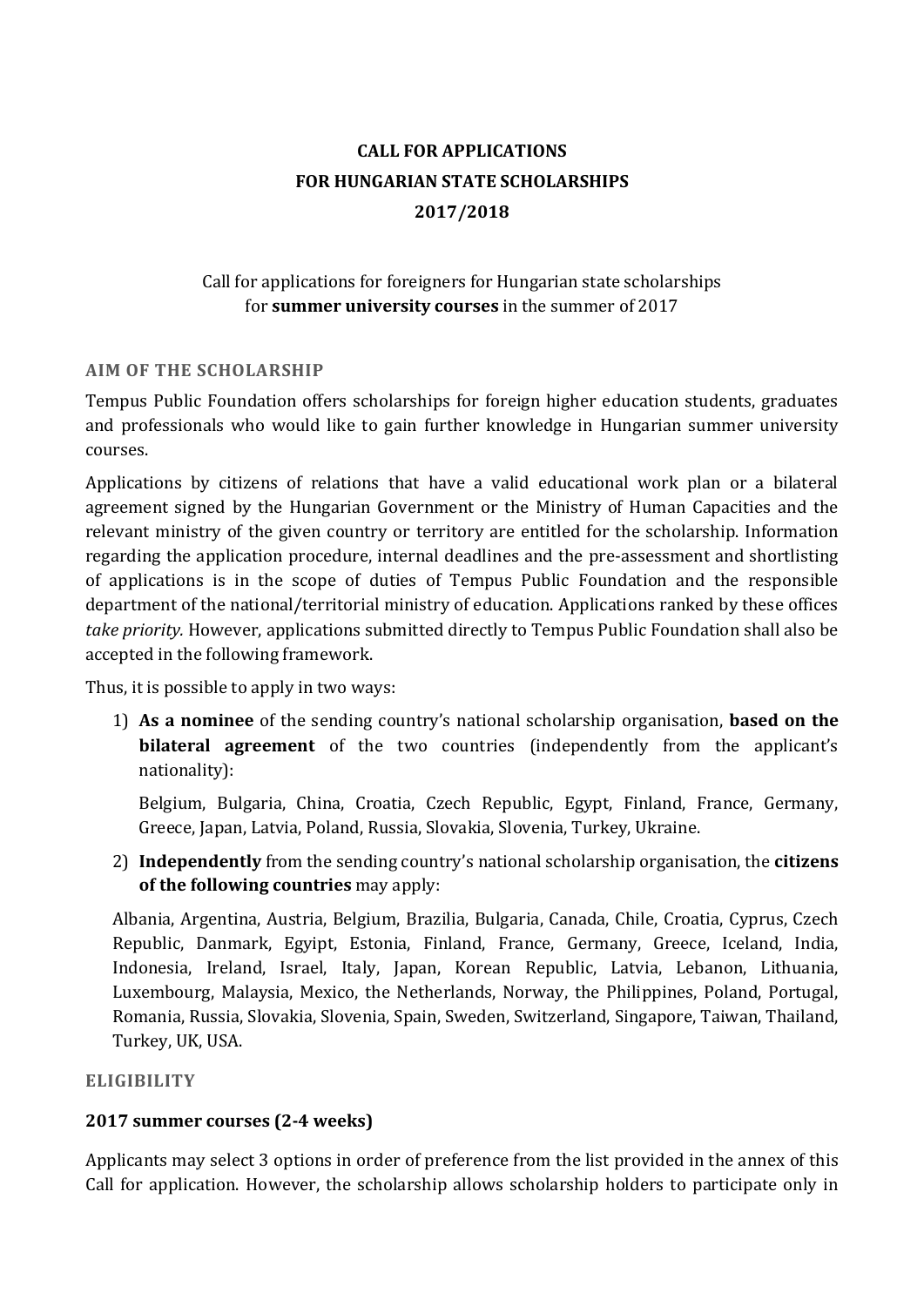**CALL FOR APPLICATIONS**
**FOR HUNGARIAN STATE SCHOLARSHIPS**
**2017/2018**

Call for applications for foreigners for Hungarian state scholarships for **summer university courses** in the summer of 2017

## AIM OF THE SCHOLARSHIP

Tempus Public Foundation offers scholarships for foreign higher education students, graduates and professionals who would like to gain further knowledge in Hungarian summer university courses.

Applications by citizens of relations that have a valid educational work plan or a bilateral agreement signed by the Hungarian Government or the Ministry of Human Capacities and the relevant ministry of the given country or territory are entitled for the scholarship. Information regarding the application procedure, internal deadlines and the pre-assessment and shortlisting of applications is in the scope of duties of Tempus Public Foundation and the responsible department of the national/territorial ministry of education. Applications ranked by these offices *take priority.* However, applications submitted directly to Tempus Public Foundation shall also be accepted in the following framework.

Thus, it is possible to apply in two ways:

1) **As a nominee** of the sending country's national scholarship organisation, **based on the bilateral agreement** of the two countries (independently from the applicant's nationality):

   Belgium, Bulgaria, China, Croatia, Czech Republic, Egypt, Finland, France, Germany, Greece, Japan, Latvia, Poland, Russia, Slovakia, Slovenia, Turkey, Ukraine.

2) **Independently** from the sending country's national scholarship organisation, the **citizens of the following countries** may apply:

   Albania, Argentina, Austria, Belgium, Brazilia, Bulgaria, Canada, Chile, Croatia, Cyprus, Czech Republic, Danmark, Egyipt, Estonia, Finland, France, Germany, Greece, Iceland, India, Indonesia, Ireland, Israel, Italy, Japan, Korean Republic, Latvia, Lebanon, Lithuania, Luxembourg, Malaysia, Mexico, the Netherlands, Norway, the Philippines, Poland, Portugal, Romania, Russia, Slovakia, Slovenia, Spain, Sweden, Switzerland, Singapore, Taiwan, Thailand, Turkey, UK, USA.

## ELIGIBILITY

### 2017 summer courses (2-4 weeks)

Applicants may select 3 options in order of preference from the list provided in the annex of this Call for application. However, the scholarship allows scholarship holders to participate only in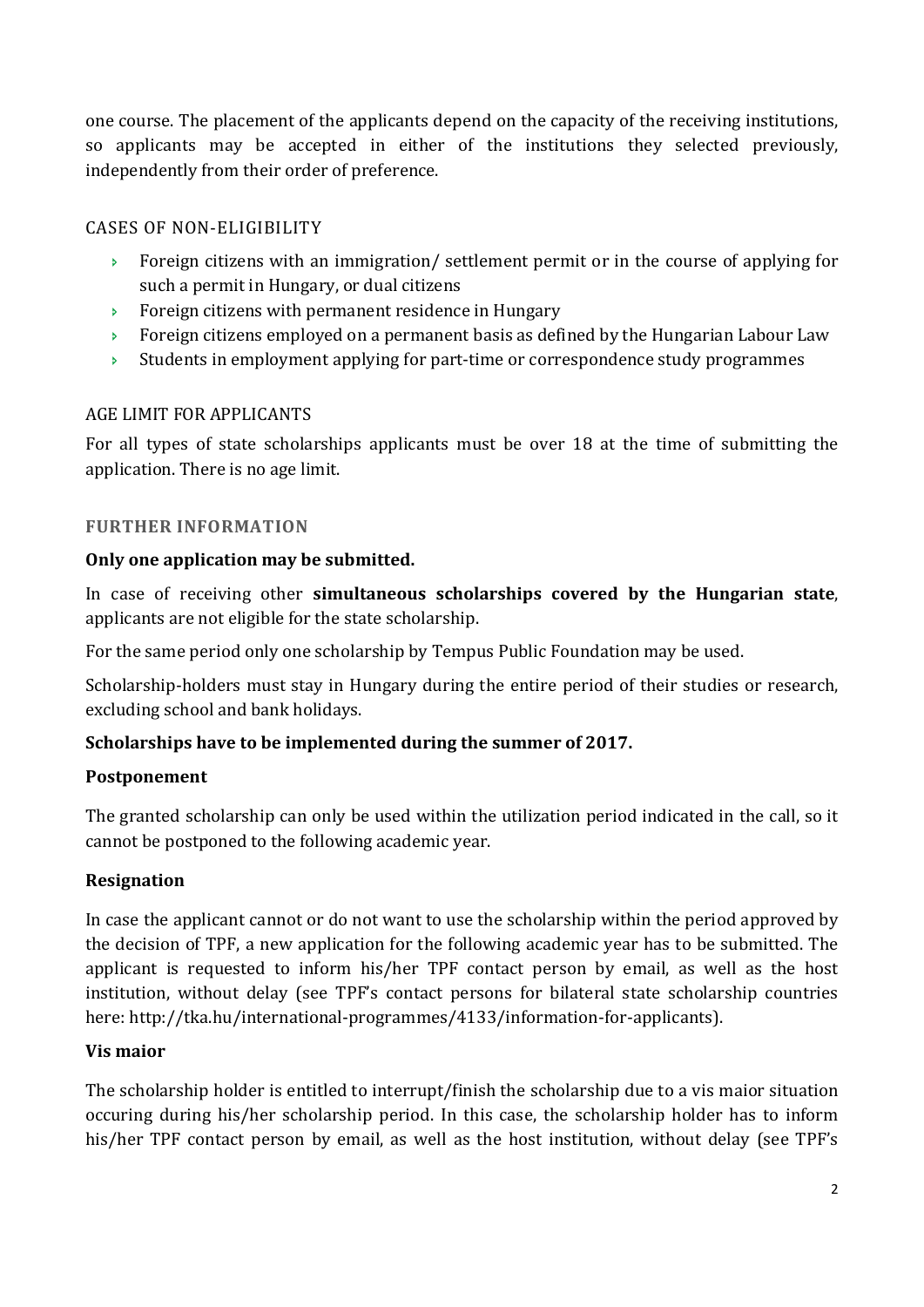one course. The placement of the applicants depend on the capacity of the receiving institutions, so applicants may be accepted in either of the institutions they selected previously, independently from their order of preference.

CASES OF NON-ELIGIBILITY

- Foreign citizens with an immigration/ settlement permit or in the course of applying for such a permit in Hungary, or dual citizens
- Foreign citizens with permanent residence in Hungary
- Foreign citizens employed on a permanent basis as defined by the Hungarian Labour Law
- Students in employment applying for part-time or correspondence study programmes

AGE LIMIT FOR APPLICANTS

For all types of state scholarships applicants must be over 18 at the time of submitting the application. There is no age limit.

### FURTHER INFORMATION

**Only one application may be submitted.**

In case of receiving other **simultaneous scholarships covered by the Hungarian state**, applicants are not eligible for the state scholarship.

For the same period only one scholarship by Tempus Public Foundation may be used.

Scholarship-holders must stay in Hungary during the entire period of their studies or research, excluding school and bank holidays.

**Scholarships have to be implemented during the summer of 2017.**

**Postponement**

The granted scholarship can only be used within the utilization period indicated in the call, so it cannot be postponed to the following academic year.

**Resignation**

In case the applicant cannot or do not want to use the scholarship within the period approved by the decision of TPF, a new application for the following academic year has to be submitted. The applicant is requested to inform his/her TPF contact person by email, as well as the host institution, without delay (see TPF's contact persons for bilateral state scholarship countries here: http://tka.hu/international-programmes/4133/information-for-applicants).

**Vis maior**

The scholarship holder is entitled to interrupt/finish the scholarship due to a vis maior situation occuring during his/her scholarship period. In this case, the scholarship holder has to inform his/her TPF contact person by email, as well as the host institution, without delay (see TPF's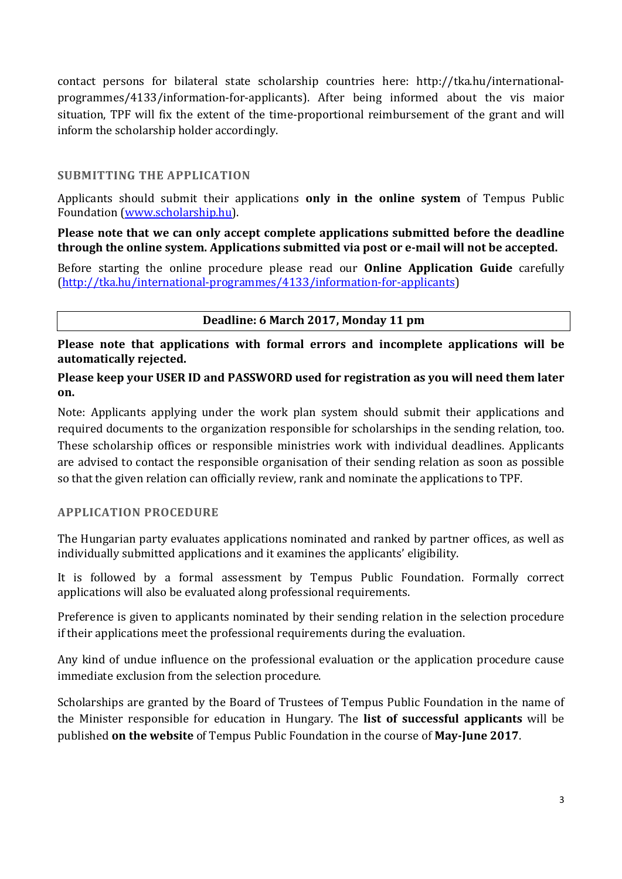contact persons for bilateral state scholarship countries here: http://tka.hu/international-programmes/4133/information-for-applicants). After being informed about the vis maior situation, TPF will fix the extent of the time-proportional reimbursement of the grant and will inform the scholarship holder accordingly.

## SUBMITTING THE APPLICATION

Applicants should submit their applications **only in the online system** of Tempus Public Foundation ([www.scholarship.hu](www.scholarship.hu)).

**Please note that we can only accept complete applications submitted before the deadline through the online system. Applications submitted via post or e-mail will not be accepted.**

Before starting the online procedure please read our **Online Application Guide** carefully ([http://tka.hu/international-programmes/4133/information-for-applicants](http://tka.hu/international-programmes/4133/information-for-applicants))

| **Deadline: 6 March 2017, Monday 11 pm** |
|---|

**Please note that applications with formal errors and incomplete applications will be automatically rejected.**

**Please keep your USER ID and PASSWORD used for registration as you will need them later on.**

Note: Applicants applying under the work plan system should submit their applications and required documents to the organization responsible for scholarships in the sending relation, too. These scholarship offices or responsible ministries work with individual deadlines. Applicants are advised to contact the responsible organisation of their sending relation as soon as possible so that the given relation can officially review, rank and nominate the applications to TPF.

## APPLICATION PROCEDURE

The Hungarian party evaluates applications nominated and ranked by partner offices, as well as individually submitted applications and it examines the applicants' eligibility.

It is followed by a formal assessment by Tempus Public Foundation. Formally correct applications will also be evaluated along professional requirements.

Preference is given to applicants nominated by their sending relation in the selection procedure if their applications meet the professional requirements during the evaluation.

Any kind of undue influence on the professional evaluation or the application procedure cause immediate exclusion from the selection procedure.

Scholarships are granted by the Board of Trustees of Tempus Public Foundation in the name of the Minister responsible for education in Hungary. The **list of successful applicants** will be published **on the website** of Tempus Public Foundation in the course of **May-June 2017**.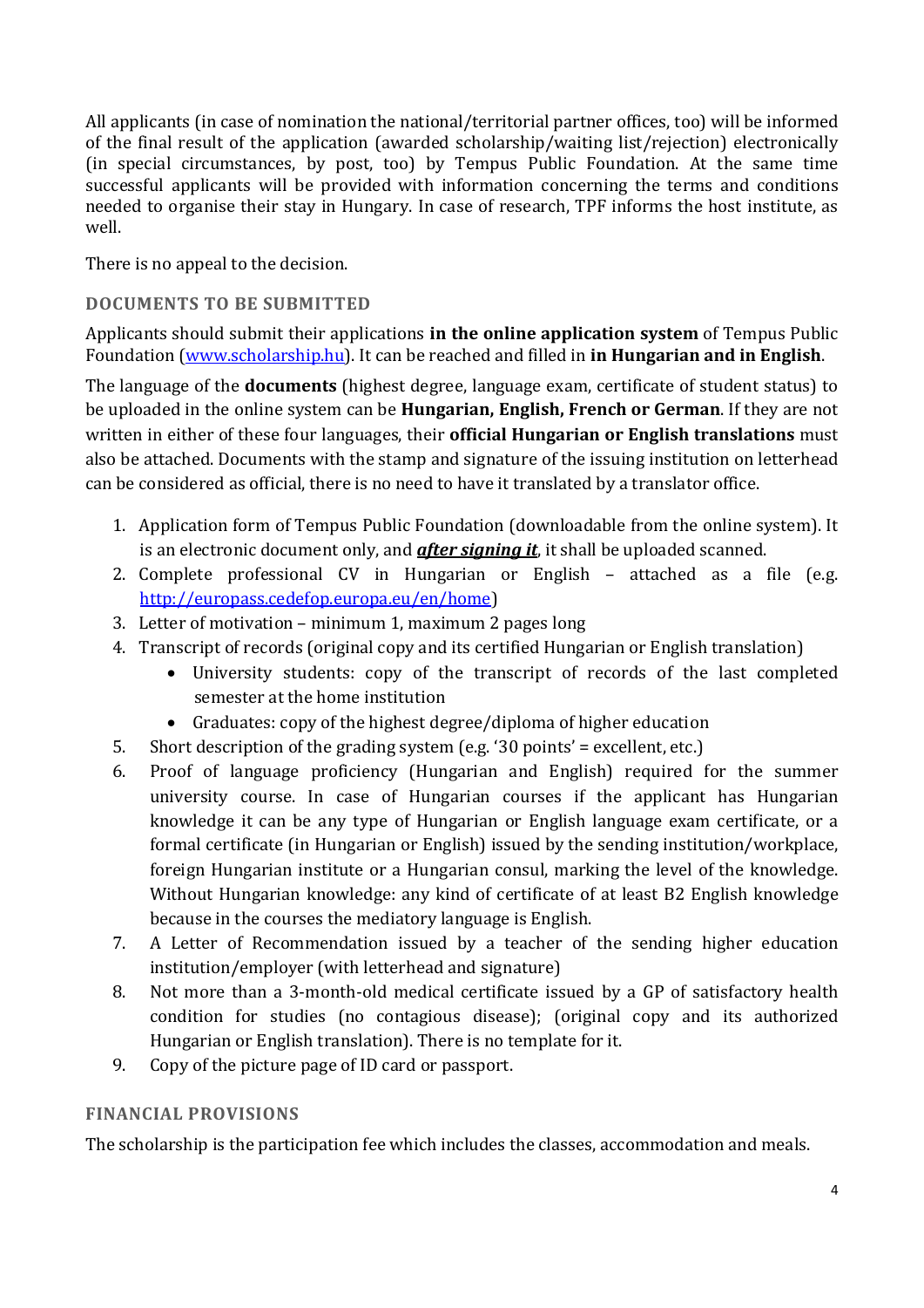All applicants (in case of nomination the national/territorial partner offices, too) will be informed of the final result of the application (awarded scholarship/waiting list/rejection) electronically (in special circumstances, by post, too) by Tempus Public Foundation. At the same time successful applicants will be provided with information concerning the terms and conditions needed to organise their stay in Hungary. In case of research, TPF informs the host institute, as well.

There is no appeal to the decision.

## DOCUMENTS TO BE SUBMITTED

Applicants should submit their applications **in the online application system** of Tempus Public Foundation ([www.scholarship.hu](www.scholarship.hu)). It can be reached and filled in **in Hungarian and in English**.

The language of the **documents** (highest degree, language exam, certificate of student status) to be uploaded in the online system can be **Hungarian, English, French or German**. If they are not written in either of these four languages, their **official Hungarian or English translations** must also be attached. Documents with the stamp and signature of the issuing institution on letterhead can be considered as official, there is no need to have it translated by a translator office.

1. Application form of Tempus Public Foundation (downloadable from the online system). It is an electronic document only, and ***after signing it***, it shall be uploaded scanned.
2. Complete professional CV in Hungarian or English – attached as a file (e.g. [http://europass.cedefop.europa.eu/en/home](http://europass.cedefop.europa.eu/en/home))
3. Letter of motivation – minimum 1, maximum 2 pages long
4. Transcript of records (original copy and its certified Hungarian or English translation)
   - University students: copy of the transcript of records of the last completed semester at the home institution
   - Graduates: copy of the highest degree/diploma of higher education
5. Short description of the grading system (e.g. '30 points' = excellent, etc.)
6. Proof of language proficiency (Hungarian and English) required for the summer university course. In case of Hungarian courses if the applicant has Hungarian knowledge it can be any type of Hungarian or English language exam certificate, or a formal certificate (in Hungarian or English) issued by the sending institution/workplace, foreign Hungarian institute or a Hungarian consul, marking the level of the knowledge. Without Hungarian knowledge: any kind of certificate of at least B2 English knowledge because in the courses the mediatory language is English.
7. A Letter of Recommendation issued by a teacher of the sending higher education institution/employer (with letterhead and signature)
8. Not more than a 3-month-old medical certificate issued by a GP of satisfactory health condition for studies (no contagious disease); (original copy and its authorized Hungarian or English translation). There is no template for it.
9. Copy of the picture page of ID card or passport.

## FINANCIAL PROVISIONS

The scholarship is the participation fee which includes the classes, accommodation and meals.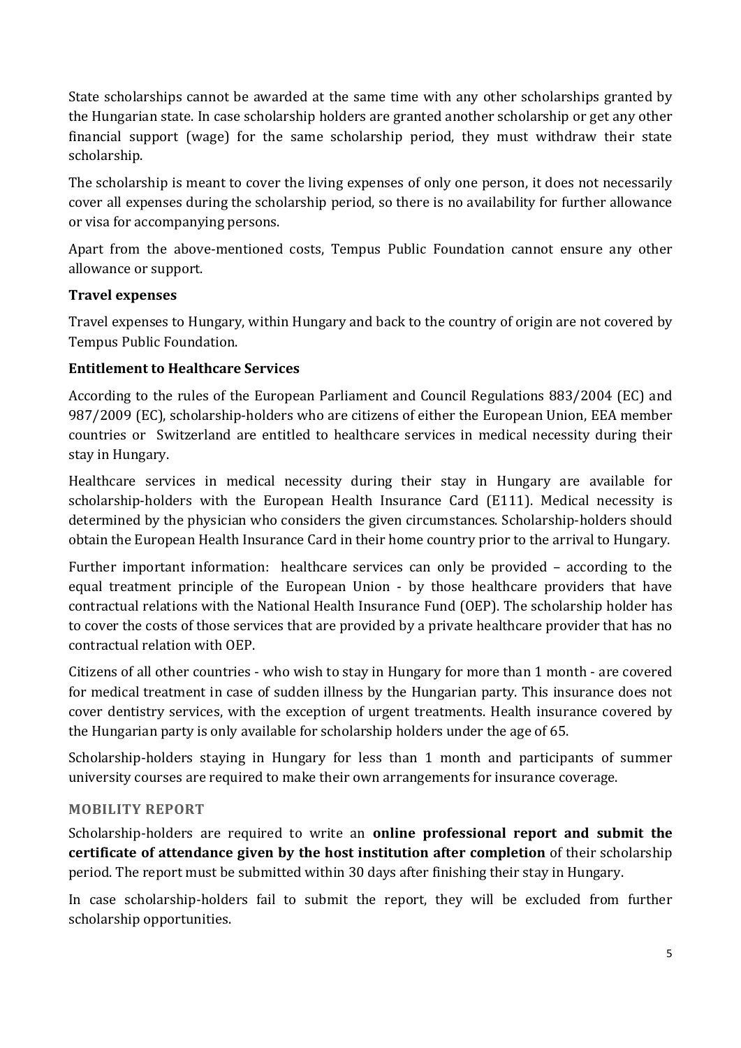State scholarships cannot be awarded at the same time with any other scholarships granted by the Hungarian state. In case scholarship holders are granted another scholarship or get any other financial support (wage) for the same scholarship period, they must withdraw their state scholarship.

The scholarship is meant to cover the living expenses of only one person, it does not necessarily cover all expenses during the scholarship period, so there is no availability for further allowance or visa for accompanying persons.

Apart from the above-mentioned costs, Tempus Public Foundation cannot ensure any other allowance or support.

### Travel expenses

Travel expenses to Hungary, within Hungary and back to the country of origin are not covered by Tempus Public Foundation.

### Entitlement to Healthcare Services

According to the rules of the European Parliament and Council Regulations 883/2004 (EC) and 987/2009 (EC), scholarship-holders who are citizens of either the European Union, EEA member countries or Switzerland are entitled to healthcare services in medical necessity during their stay in Hungary.

Healthcare services in medical necessity during their stay in Hungary are available for scholarship-holders with the European Health Insurance Card (E111). Medical necessity is determined by the physician who considers the given circumstances. Scholarship-holders should obtain the European Health Insurance Card in their home country prior to the arrival to Hungary.

Further important information: healthcare services can only be provided – according to the equal treatment principle of the European Union - by those healthcare providers that have contractual relations with the National Health Insurance Fund (OEP). The scholarship holder has to cover the costs of those services that are provided by a private healthcare provider that has no contractual relation with OEP.

Citizens of all other countries - who wish to stay in Hungary for more than 1 month - are covered for medical treatment in case of sudden illness by the Hungarian party. This insurance does not cover dentistry services, with the exception of urgent treatments. Health insurance covered by the Hungarian party is only available for scholarship holders under the age of 65.

Scholarship-holders staying in Hungary for less than 1 month and participants of summer university courses are required to make their own arrangements for insurance coverage.

## MOBILITY REPORT

Scholarship-holders are required to write an **online professional report and submit the certificate of attendance given by the host institution after completion** of their scholarship period. The report must be submitted within 30 days after finishing their stay in Hungary.

In case scholarship-holders fail to submit the report, they will be excluded from further scholarship opportunities.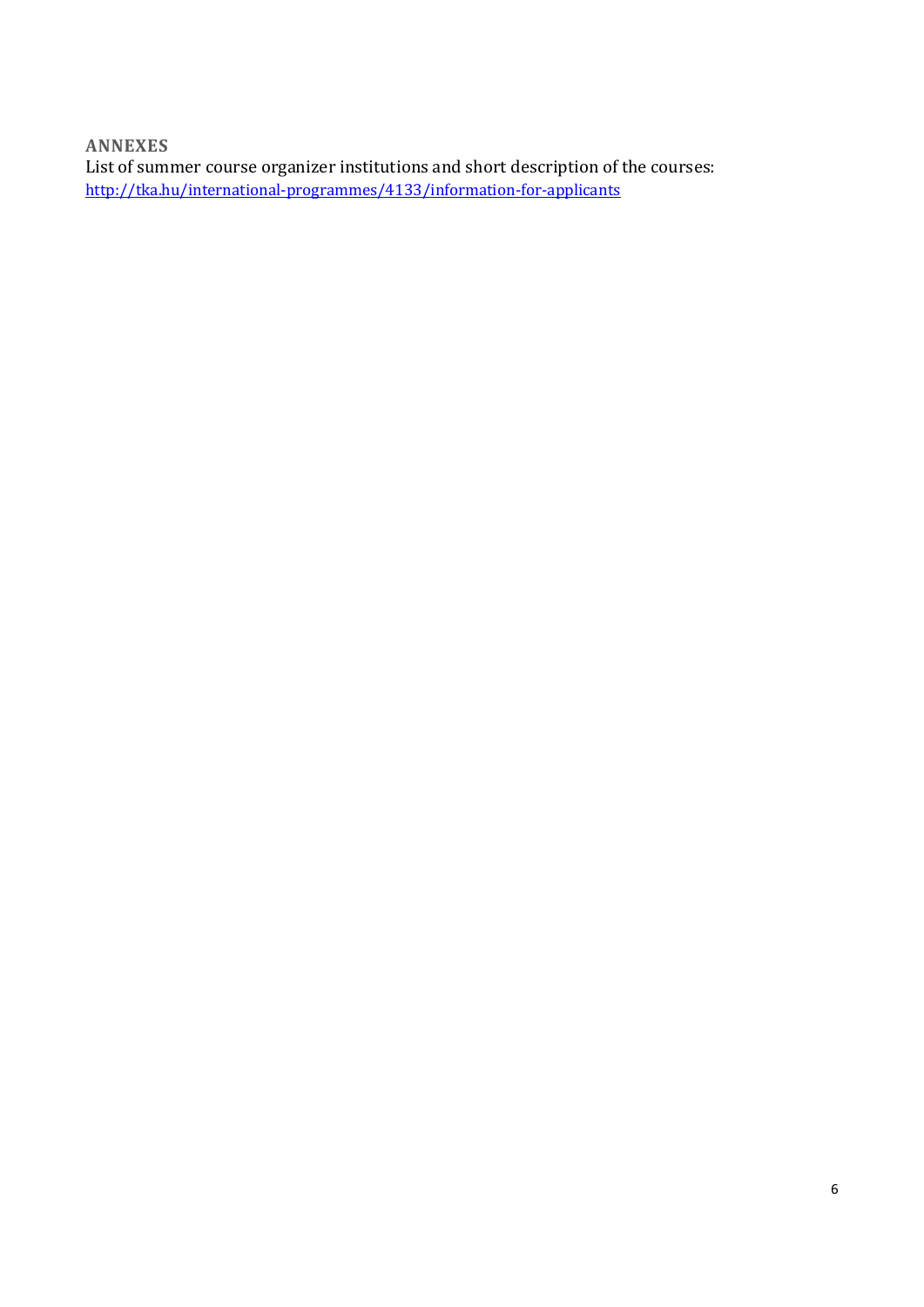## ANNEXES

List of summer course organizer institutions and short description of the courses:
http://tka.hu/international-programmes/4133/information-for-applicants